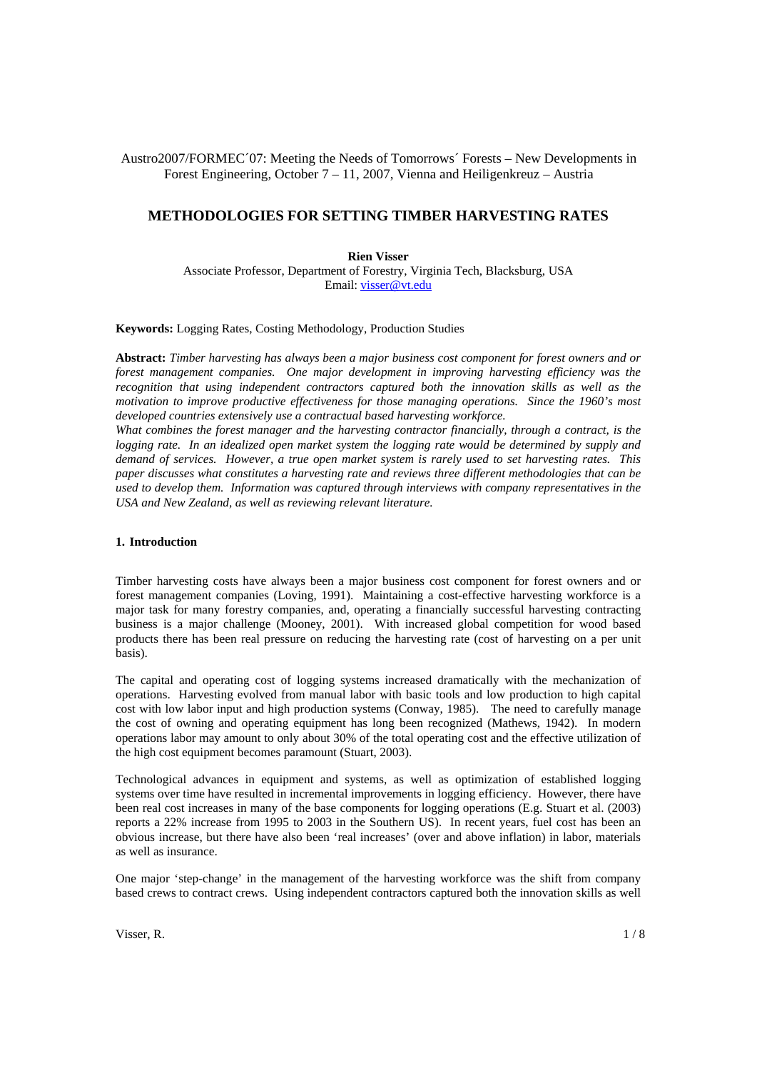Austro2007/FORMEC´07: Meeting the Needs of Tomorrows´ Forests – New Developments in Forest Engineering, October 7 – 11, 2007, Vienna and Heiligenkreuz – Austria

# METHODOLOGIES FOR SETTING TIMBER HARVESTING RATES

**Rien Visser**
Associate Professor, Department of Forestry, Virginia Tech, Blacksburg, USA
Email: visser@vt.edu

**Keywords:** Logging Rates, Costing Methodology, Production Studies

**Abstract:** *Timber harvesting has always been a major business cost component for forest owners and or forest management companies. One major development in improving harvesting efficiency was the recognition that using independent contractors captured both the innovation skills as well as the motivation to improve productive effectiveness for those managing operations. Since the 1960's most developed countries extensively use a contractual based harvesting workforce.*
*What combines the forest manager and the harvesting contractor financially, through a contract, is the logging rate. In an idealized open market system the logging rate would be determined by supply and demand of services. However, a true open market system is rarely used to set harvesting rates. This paper discusses what constitutes a harvesting rate and reviews three different methodologies that can be used to develop them. Information was captured through interviews with company representatives in the USA and New Zealand, as well as reviewing relevant literature.*

## 1. Introduction

Timber harvesting costs have always been a major business cost component for forest owners and or forest management companies (Loving, 1991). Maintaining a cost-effective harvesting workforce is a major task for many forestry companies, and, operating a financially successful harvesting contracting business is a major challenge (Mooney, 2001). With increased global competition for wood based products there has been real pressure on reducing the harvesting rate (cost of harvesting on a per unit basis).

The capital and operating cost of logging systems increased dramatically with the mechanization of operations. Harvesting evolved from manual labor with basic tools and low production to high capital cost with low labor input and high production systems (Conway, 1985). The need to carefully manage the cost of owning and operating equipment has long been recognized (Mathews, 1942). In modern operations labor may amount to only about 30% of the total operating cost and the effective utilization of the high cost equipment becomes paramount (Stuart, 2003).

Technological advances in equipment and systems, as well as optimization of established logging systems over time have resulted in incremental improvements in logging efficiency. However, there have been real cost increases in many of the base components for logging operations (E.g. Stuart et al. (2003) reports a 22% increase from 1995 to 2003 in the Southern US). In recent years, fuel cost has been an obvious increase, but there have also been 'real increases' (over and above inflation) in labor, materials as well as insurance.

One major 'step-change' in the management of the harvesting workforce was the shift from company based crews to contract crews. Using independent contractors captured both the innovation skills as well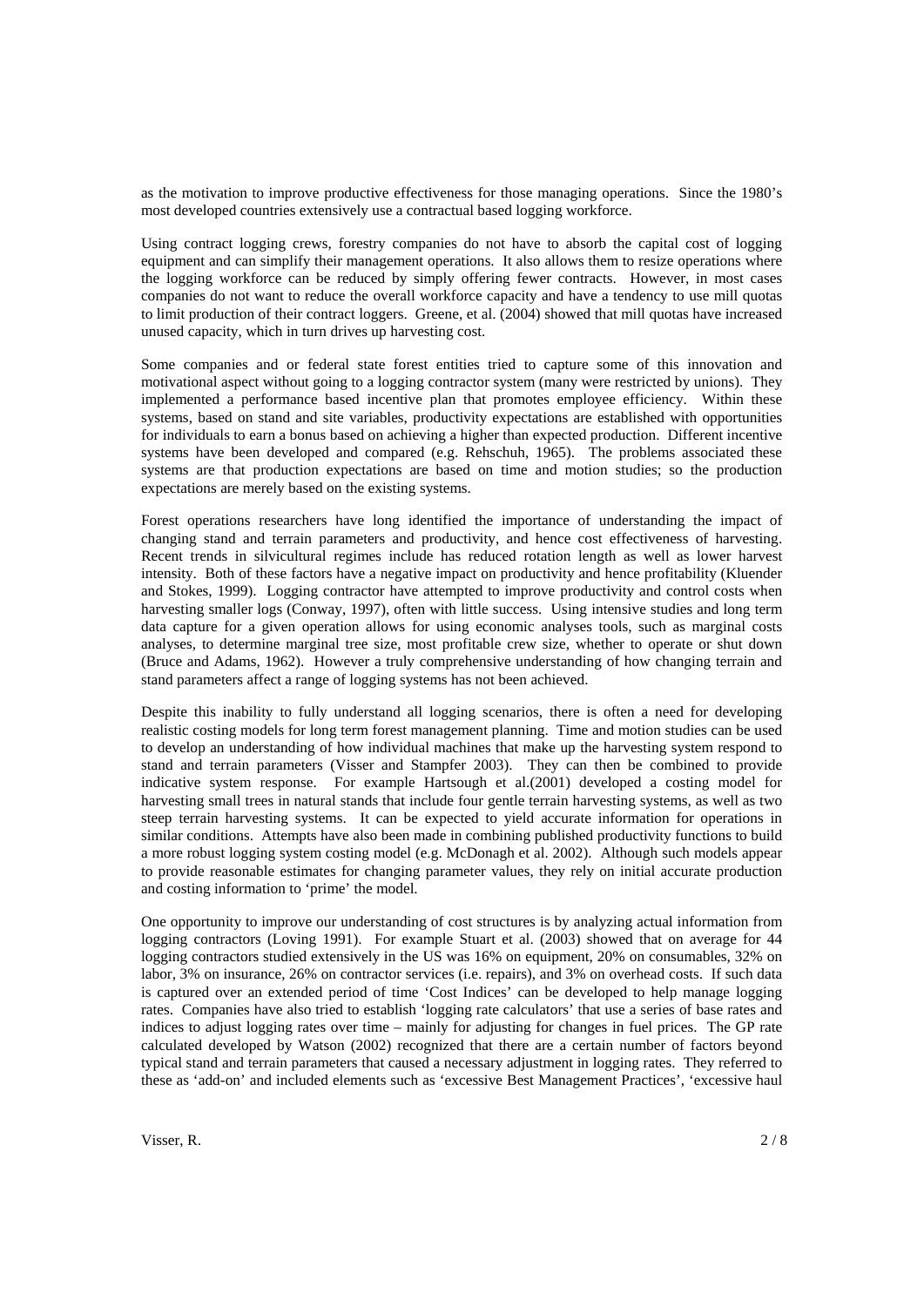as the motivation to improve productive effectiveness for those managing operations. Since the 1980's most developed countries extensively use a contractual based logging workforce.

Using contract logging crews, forestry companies do not have to absorb the capital cost of logging equipment and can simplify their management operations. It also allows them to resize operations where the logging workforce can be reduced by simply offering fewer contracts. However, in most cases companies do not want to reduce the overall workforce capacity and have a tendency to use mill quotas to limit production of their contract loggers. Greene, et al. (2004) showed that mill quotas have increased unused capacity, which in turn drives up harvesting cost.

Some companies and or federal state forest entities tried to capture some of this innovation and motivational aspect without going to a logging contractor system (many were restricted by unions). They implemented a performance based incentive plan that promotes employee efficiency. Within these systems, based on stand and site variables, productivity expectations are established with opportunities for individuals to earn a bonus based on achieving a higher than expected production. Different incentive systems have been developed and compared (e.g. Rehschuh, 1965). The problems associated these systems are that production expectations are based on time and motion studies; so the production expectations are merely based on the existing systems.

Forest operations researchers have long identified the importance of understanding the impact of changing stand and terrain parameters and productivity, and hence cost effectiveness of harvesting. Recent trends in silvicultural regimes include has reduced rotation length as well as lower harvest intensity. Both of these factors have a negative impact on productivity and hence profitability (Kluender and Stokes, 1999). Logging contractor have attempted to improve productivity and control costs when harvesting smaller logs (Conway, 1997), often with little success. Using intensive studies and long term data capture for a given operation allows for using economic analyses tools, such as marginal costs analyses, to determine marginal tree size, most profitable crew size, whether to operate or shut down (Bruce and Adams, 1962). However a truly comprehensive understanding of how changing terrain and stand parameters affect a range of logging systems has not been achieved.

Despite this inability to fully understand all logging scenarios, there is often a need for developing realistic costing models for long term forest management planning. Time and motion studies can be used to develop an understanding of how individual machines that make up the harvesting system respond to stand and terrain parameters (Visser and Stampfer 2003). They can then be combined to provide indicative system response. For example Hartsough et al.(2001) developed a costing model for harvesting small trees in natural stands that include four gentle terrain harvesting systems, as well as two steep terrain harvesting systems. It can be expected to yield accurate information for operations in similar conditions. Attempts have also been made in combining published productivity functions to build a more robust logging system costing model (e.g. McDonagh et al. 2002). Although such models appear to provide reasonable estimates for changing parameter values, they rely on initial accurate production and costing information to 'prime' the model.

One opportunity to improve our understanding of cost structures is by analyzing actual information from logging contractors (Loving 1991). For example Stuart et al. (2003) showed that on average for 44 logging contractors studied extensively in the US was 16% on equipment, 20% on consumables, 32% on labor, 3% on insurance, 26% on contractor services (i.e. repairs), and 3% on overhead costs. If such data is captured over an extended period of time 'Cost Indices' can be developed to help manage logging rates. Companies have also tried to establish 'logging rate calculators' that use a series of base rates and indices to adjust logging rates over time – mainly for adjusting for changes in fuel prices. The GP rate calculated developed by Watson (2002) recognized that there are a certain number of factors beyond typical stand and terrain parameters that caused a necessary adjustment in logging rates. They referred to these as 'add-on' and included elements such as 'excessive Best Management Practices', 'excessive haul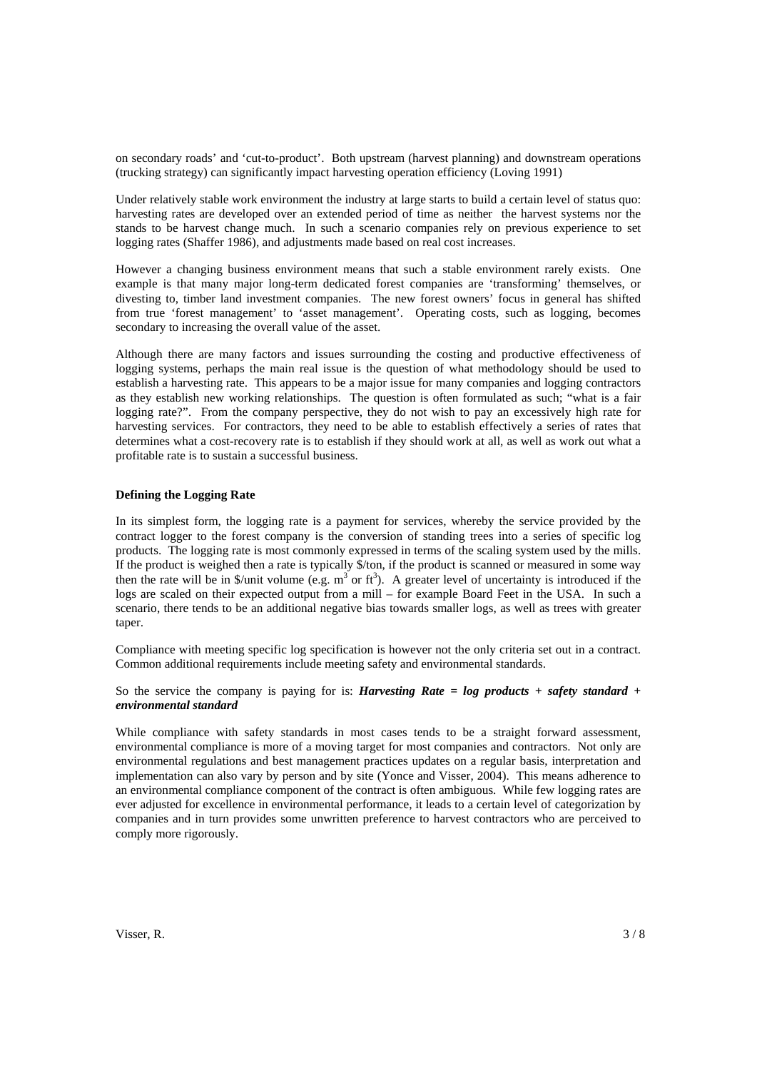on secondary roads' and 'cut-to-product'. Both upstream (harvest planning) and downstream operations (trucking strategy) can significantly impact harvesting operation efficiency (Loving 1991)

Under relatively stable work environment the industry at large starts to build a certain level of status quo: harvesting rates are developed over an extended period of time as neither the harvest systems nor the stands to be harvest change much. In such a scenario companies rely on previous experience to set logging rates (Shaffer 1986), and adjustments made based on real cost increases.

However a changing business environment means that such a stable environment rarely exists. One example is that many major long-term dedicated forest companies are 'transforming' themselves, or divesting to, timber land investment companies. The new forest owners' focus in general has shifted from true 'forest management' to 'asset management'. Operating costs, such as logging, becomes secondary to increasing the overall value of the asset.

Although there are many factors and issues surrounding the costing and productive effectiveness of logging systems, perhaps the main real issue is the question of what methodology should be used to establish a harvesting rate. This appears to be a major issue for many companies and logging contractors as they establish new working relationships. The question is often formulated as such; "what is a fair logging rate?". From the company perspective, they do not wish to pay an excessively high rate for harvesting services. For contractors, they need to be able to establish effectively a series of rates that determines what a cost-recovery rate is to establish if they should work at all, as well as work out what a profitable rate is to sustain a successful business.

**Defining the Logging Rate**

In its simplest form, the logging rate is a payment for services, whereby the service provided by the contract logger to the forest company is the conversion of standing trees into a series of specific log products. The logging rate is most commonly expressed in terms of the scaling system used by the mills. If the product is weighed then a rate is typically \$/ton, if the product is scanned or measured in some way then the rate will be in \$/unit volume (e.g. $m^3$ or $ft^3$). A greater level of uncertainty is introduced if the logs are scaled on their expected output from a mill – for example Board Feet in the USA. In such a scenario, there tends to be an additional negative bias towards smaller logs, as well as trees with greater taper.

Compliance with meeting specific log specification is however not the only criteria set out in a contract. Common additional requirements include meeting safety and environmental standards.

So the service the company is paying for is: ***Harvesting Rate = log products + safety standard + environmental standard***

While compliance with safety standards in most cases tends to be a straight forward assessment, environmental compliance is more of a moving target for most companies and contractors. Not only are environmental regulations and best management practices updates on a regular basis, interpretation and implementation can also vary by person and by site (Yonce and Visser, 2004). This means adherence to an environmental compliance component of the contract is often ambiguous. While few logging rates are ever adjusted for excellence in environmental performance, it leads to a certain level of categorization by companies and in turn provides some unwritten preference to harvest contractors who are perceived to comply more rigorously.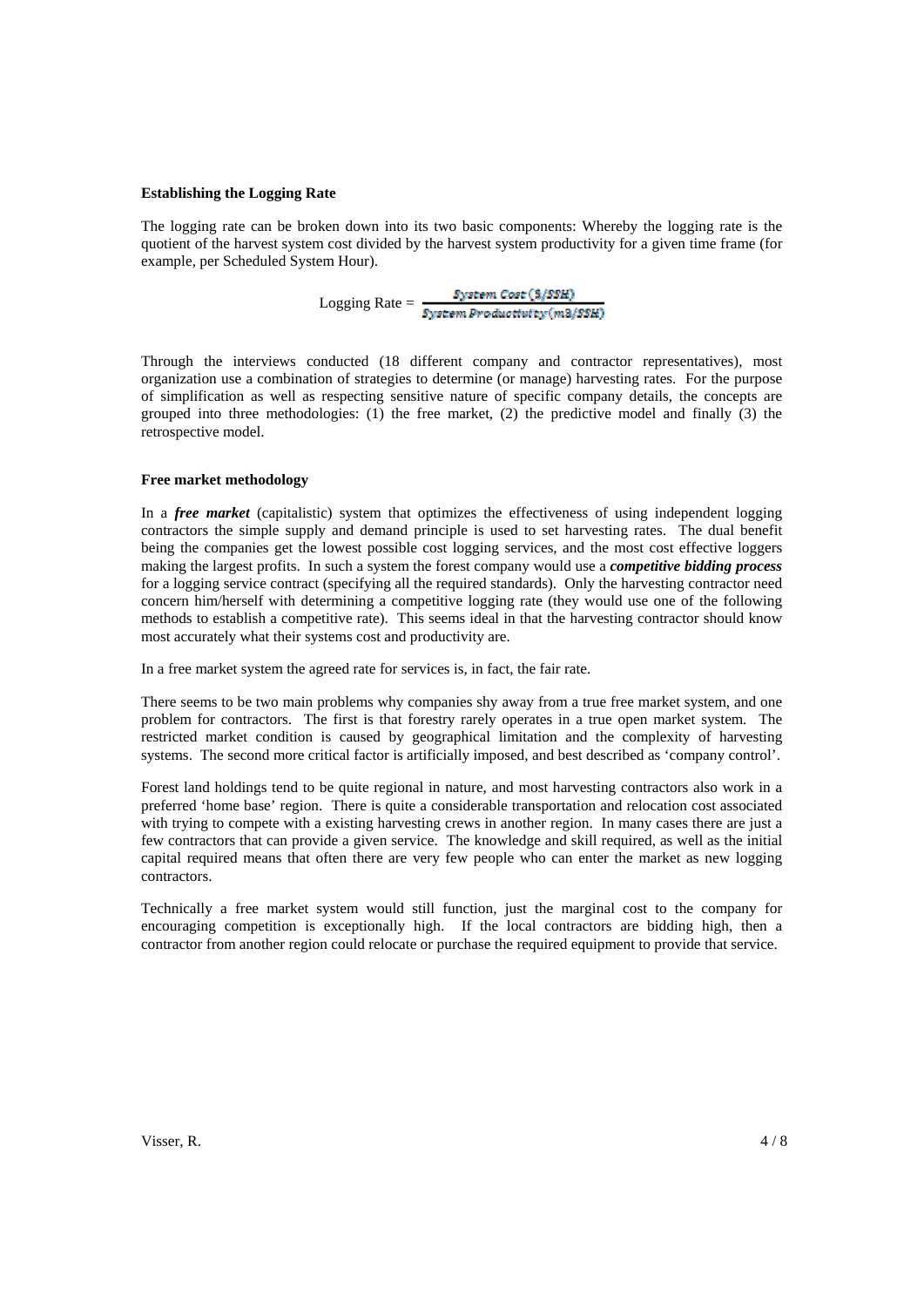**Establishing the Logging Rate**

The logging rate can be broken down into its two basic components: Whereby the logging rate is the quotient of the harvest system cost divided by the harvest system productivity for a given time frame (for example, per Scheduled System Hour).

$$\text{Logging Rate} = \frac{\text{System Cost (\$/SSH)}}{\text{System Productivity (m3/SSH)}}$$

Through the interviews conducted (18 different company and contractor representatives), most organization use a combination of strategies to determine (or manage) harvesting rates. For the purpose of simplification as well as respecting sensitive nature of specific company details, the concepts are grouped into three methodologies: (1) the free market, (2) the predictive model and finally (3) the retrospective model.

**Free market methodology**

In a ***free market*** (capitalistic) system that optimizes the effectiveness of using independent logging contractors the simple supply and demand principle is used to set harvesting rates. The dual benefit being the companies get the lowest possible cost logging services, and the most cost effective loggers making the largest profits. In such a system the forest company would use a ***competitive bidding process*** for a logging service contract (specifying all the required standards). Only the harvesting contractor need concern him/herself with determining a competitive logging rate (they would use one of the following methods to establish a competitive rate). This seems ideal in that the harvesting contractor should know most accurately what their systems cost and productivity are.

In a free market system the agreed rate for services is, in fact, the fair rate.

There seems to be two main problems why companies shy away from a true free market system, and one problem for contractors. The first is that forestry rarely operates in a true open market system. The restricted market condition is caused by geographical limitation and the complexity of harvesting systems. The second more critical factor is artificially imposed, and best described as 'company control'.

Forest land holdings tend to be quite regional in nature, and most harvesting contractors also work in a preferred 'home base' region. There is quite a considerable transportation and relocation cost associated with trying to compete with a existing harvesting crews in another region. In many cases there are just a few contractors that can provide a given service. The knowledge and skill required, as well as the initial capital required means that often there are very few people who can enter the market as new logging contractors.

Technically a free market system would still function, just the marginal cost to the company for encouraging competition is exceptionally high. If the local contractors are bidding high, then a contractor from another region could relocate or purchase the required equipment to provide that service.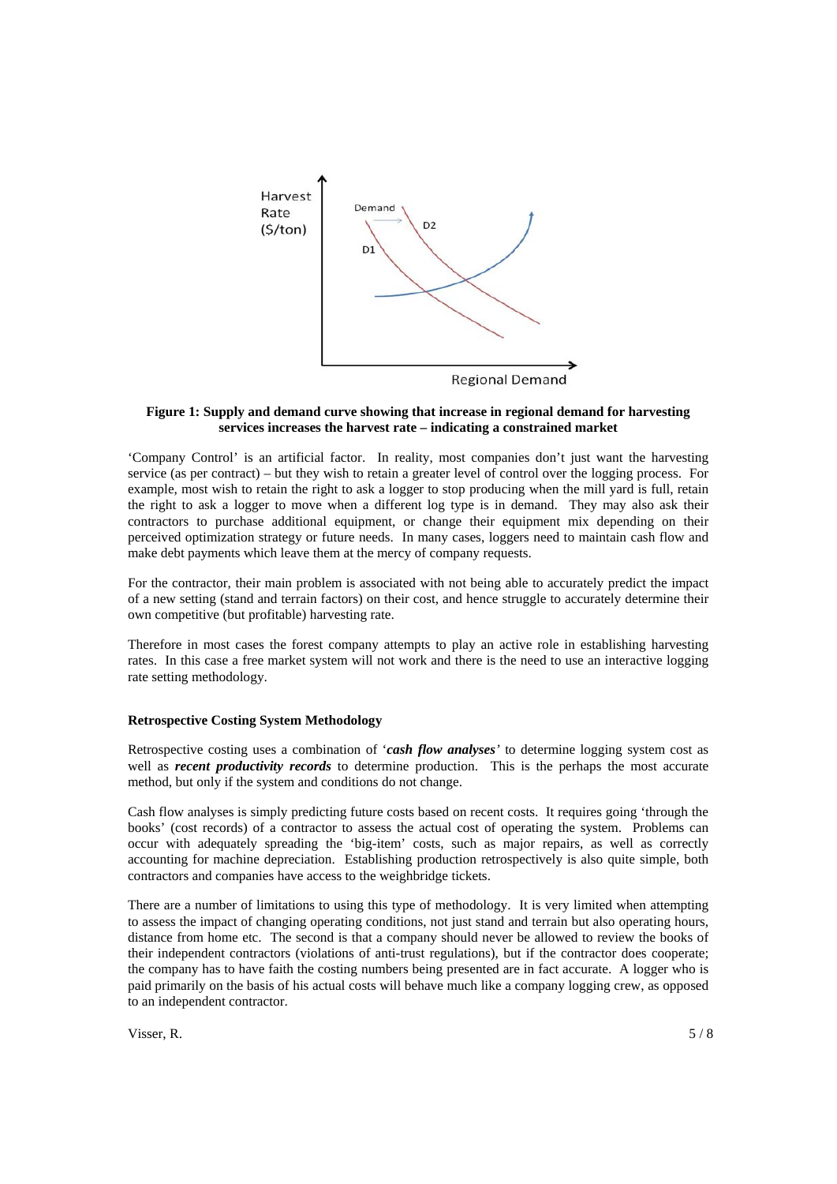**Figure 1: Supply and demand curve showing that increase in regional demand for harvesting services increases the harvest rate – indicating a constrained market**

'Company Control' is an artificial factor. In reality, most companies don't just want the harvesting service (as per contract) – but they wish to retain a greater level of control over the logging process. For example, most wish to retain the right to ask a logger to stop producing when the mill yard is full, retain the right to ask a logger to move when a different log type is in demand. They may also ask their contractors to purchase additional equipment, or change their equipment mix depending on their perceived optimization strategy or future needs. In many cases, loggers need to maintain cash flow and make debt payments which leave them at the mercy of company requests.

For the contractor, their main problem is associated with not being able to accurately predict the impact of a new setting (stand and terrain factors) on their cost, and hence struggle to accurately determine their own competitive (but profitable) harvesting rate.

Therefore in most cases the forest company attempts to play an active role in establishing harvesting rates. In this case a free market system will not work and there is the need to use an interactive logging rate setting methodology.

**Retrospective Costing System Methodology**

Retrospective costing uses a combination of '***cash flow analyses***' to determine logging system cost as well as ***recent productivity records*** to determine production. This is the perhaps the most accurate method, but only if the system and conditions do not change.

Cash flow analyses is simply predicting future costs based on recent costs. It requires going 'through the books' (cost records) of a contractor to assess the actual cost of operating the system. Problems can occur with adequately spreading the 'big-item' costs, such as major repairs, as well as correctly accounting for machine depreciation. Establishing production retrospectively is also quite simple, both contractors and companies have access to the weighbridge tickets.

There are a number of limitations to using this type of methodology. It is very limited when attempting to assess the impact of changing operating conditions, not just stand and terrain but also operating hours, distance from home etc. The second is that a company should never be allowed to review the books of their independent contractors (violations of anti-trust regulations), but if the contractor does cooperate; the company has to have faith the costing numbers being presented are in fact accurate. A logger who is paid primarily on the basis of his actual costs will behave much like a company logging crew, as opposed to an independent contractor.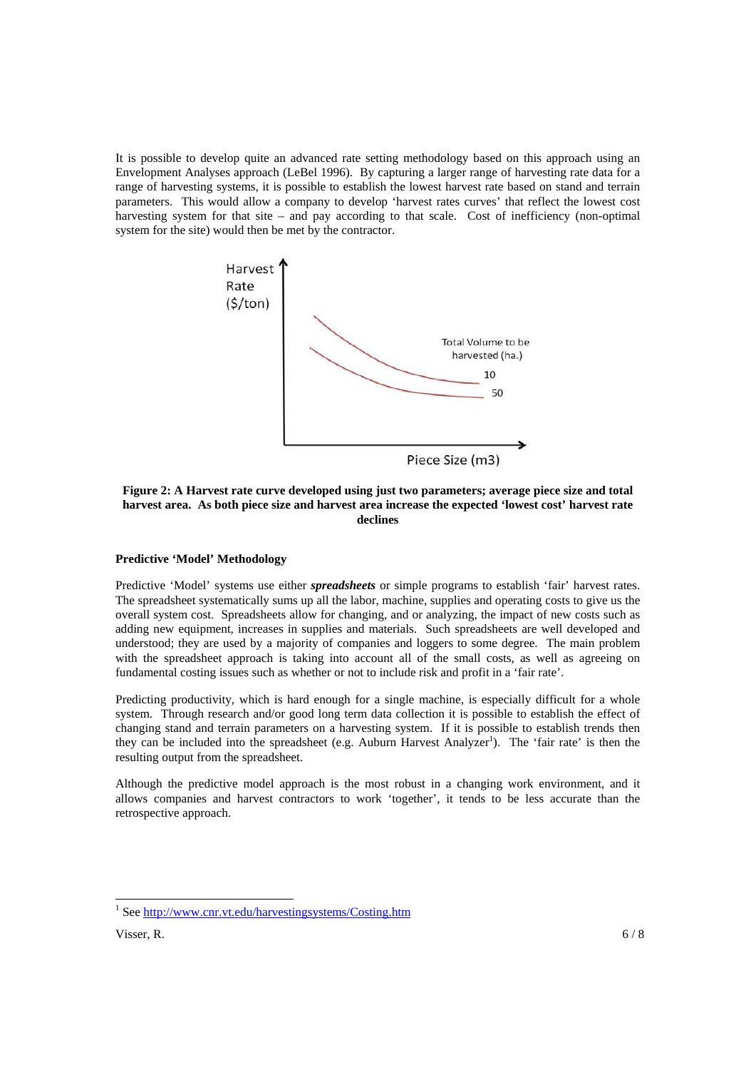It is possible to develop quite an advanced rate setting methodology based on this approach using an Envelopment Analyses approach (LeBel 1996). By capturing a larger range of harvesting rate data for a range of harvesting systems, it is possible to establish the lowest harvest rate based on stand and terrain parameters. This would allow a company to develop 'harvest rates curves' that reflect the lowest cost harvesting system for that site – and pay according to that scale. Cost of inefficiency (non-optimal system for the site) would then be met by the contractor.

**Figure 2: A Harvest rate curve developed using just two parameters; average piece size and total harvest area. As both piece size and harvest area increase the expected 'lowest cost' harvest rate declines**

### Predictive 'Model' Methodology

Predictive 'Model' systems use either ***spreadsheets*** or simple programs to establish 'fair' harvest rates. The spreadsheet systematically sums up all the labor, machine, supplies and operating costs to give us the overall system cost. Spreadsheets allow for changing, and or analyzing, the impact of new costs such as adding new equipment, increases in supplies and materials. Such spreadsheets are well developed and understood; they are used by a majority of companies and loggers to some degree. The main problem with the spreadsheet approach is taking into account all of the small costs, as well as agreeing on fundamental costing issues such as whether or not to include risk and profit in a 'fair rate'.

Predicting productivity, which is hard enough for a single machine, is especially difficult for a whole system. Through research and/or good long term data collection it is possible to establish the effect of changing stand and terrain parameters on a harvesting system. If it is possible to establish trends then they can be included into the spreadsheet (e.g. Auburn Harvest Analyzer[1]). The 'fair rate' is then the resulting output from the spreadsheet.

Although the predictive model approach is the most robust in a changing work environment, and it allows companies and harvest contractors to work 'together', it tends to be less accurate than the retrospective approach.

[1] See http://www.cnr.vt.edu/harvestingsystems/Costing.htm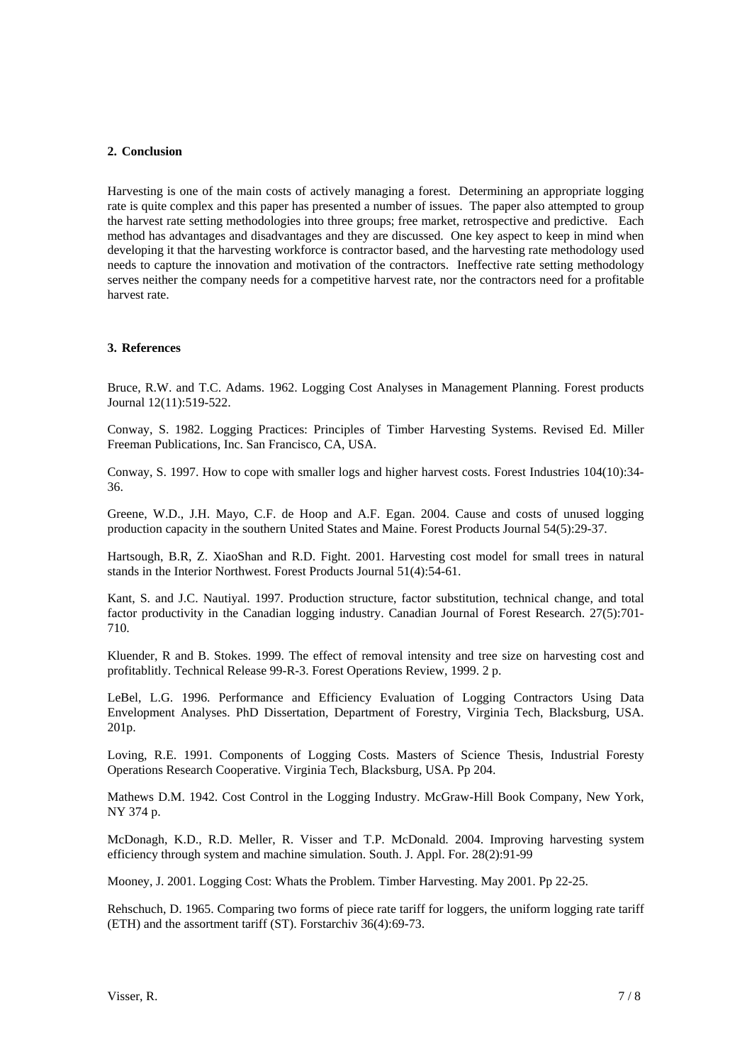## 2. Conclusion

Harvesting is one of the main costs of actively managing a forest. Determining an appropriate logging rate is quite complex and this paper has presented a number of issues. The paper also attempted to group the harvest rate setting methodologies into three groups; free market, retrospective and predictive. Each method has advantages and disadvantages and they are discussed. One key aspect to keep in mind when developing it that the harvesting workforce is contractor based, and the harvesting rate methodology used needs to capture the innovation and motivation of the contractors. Ineffective rate setting methodology serves neither the company needs for a competitive harvest rate, nor the contractors need for a profitable harvest rate.

## 3. References

Bruce, R.W. and T.C. Adams. 1962. Logging Cost Analyses in Management Planning. Forest products Journal 12(11):519-522.

Conway, S. 1982. Logging Practices: Principles of Timber Harvesting Systems. Revised Ed. Miller Freeman Publications, Inc. San Francisco, CA, USA.

Conway, S. 1997. How to cope with smaller logs and higher harvest costs. Forest Industries 104(10):34-36.

Greene, W.D., J.H. Mayo, C.F. de Hoop and A.F. Egan. 2004. Cause and costs of unused logging production capacity in the southern United States and Maine. Forest Products Journal 54(5):29-37.

Hartsough, B.R, Z. XiaoShan and R.D. Fight. 2001. Harvesting cost model for small trees in natural stands in the Interior Northwest. Forest Products Journal 51(4):54-61.

Kant, S. and J.C. Nautiyal. 1997. Production structure, factor substitution, technical change, and total factor productivity in the Canadian logging industry. Canadian Journal of Forest Research. 27(5):701-710.

Kluender, R and B. Stokes. 1999. The effect of removal intensity and tree size on harvesting cost and profitablitly. Technical Release 99-R-3. Forest Operations Review, 1999. 2 p.

LeBel, L.G. 1996. Performance and Efficiency Evaluation of Logging Contractors Using Data Envelopment Analyses. PhD Dissertation, Department of Forestry, Virginia Tech, Blacksburg, USA. 201p.

Loving, R.E. 1991. Components of Logging Costs. Masters of Science Thesis, Industrial Foresty Operations Research Cooperative. Virginia Tech, Blacksburg, USA. Pp 204.

Mathews D.M. 1942. Cost Control in the Logging Industry. McGraw-Hill Book Company, New York, NY 374 p.

McDonagh, K.D., R.D. Meller, R. Visser and T.P. McDonald. 2004. Improving harvesting system efficiency through system and machine simulation. South. J. Appl. For. 28(2):91-99

Mooney, J. 2001. Logging Cost: Whats the Problem. Timber Harvesting. May 2001. Pp 22-25.

Rehschuch, D. 1965. Comparing two forms of piece rate tariff for loggers, the uniform logging rate tariff (ETH) and the assortment tariff (ST). Forstarchiv 36(4):69-73.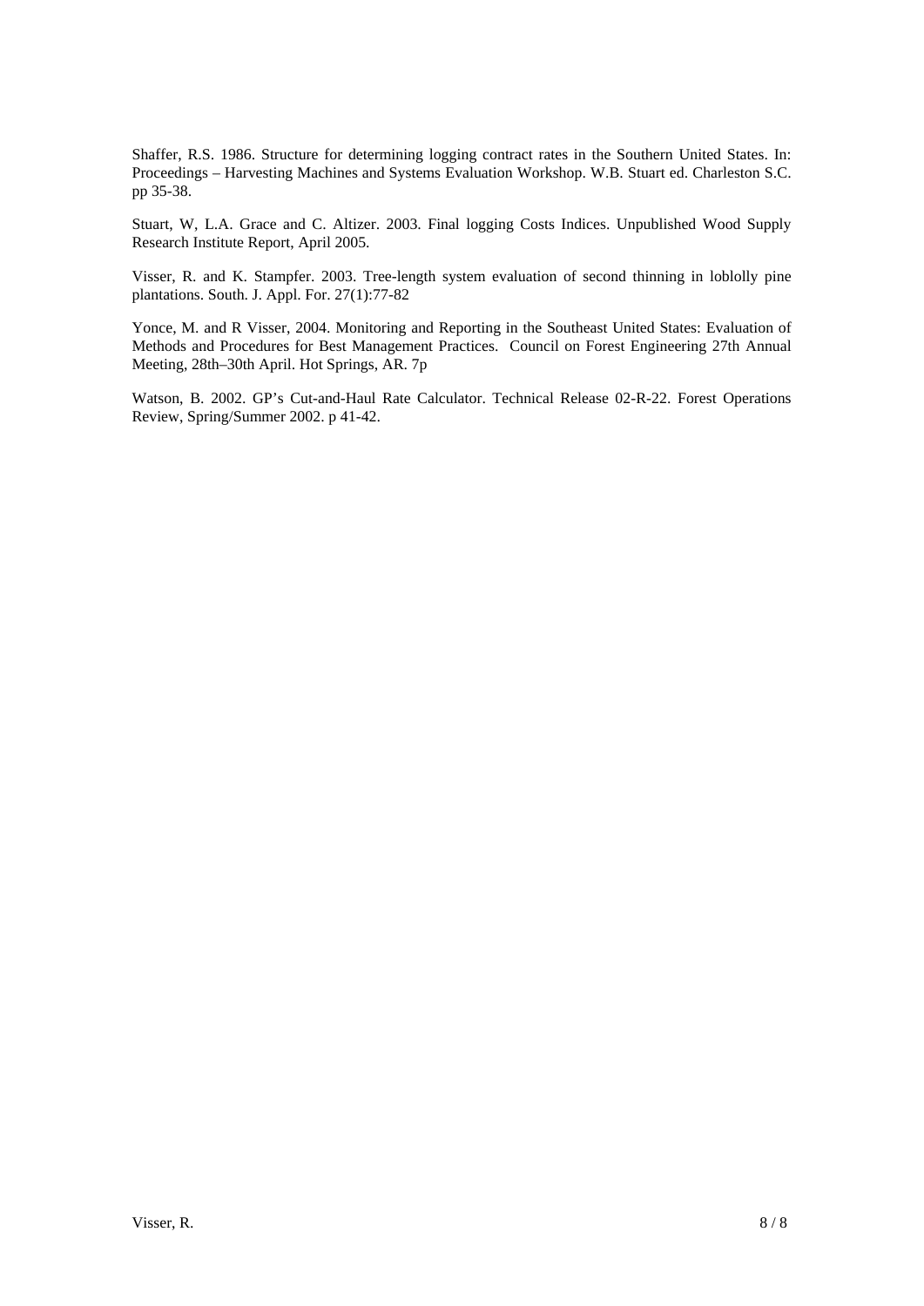Shaffer, R.S. 1986. Structure for determining logging contract rates in the Southern United States. In: Proceedings – Harvesting Machines and Systems Evaluation Workshop. W.B. Stuart ed. Charleston S.C. pp 35-38.

Stuart, W, L.A. Grace and C. Altizer. 2003. Final logging Costs Indices. Unpublished Wood Supply Research Institute Report, April 2005.

Visser, R. and K. Stampfer. 2003. Tree-length system evaluation of second thinning in loblolly pine plantations. South. J. Appl. For. 27(1):77-82

Yonce, M. and R Visser, 2004. Monitoring and Reporting in the Southeast United States: Evaluation of Methods and Procedures for Best Management Practices. Council on Forest Engineering 27th Annual Meeting, 28th–30th April. Hot Springs, AR. 7p

Watson, B. 2002. GP's Cut-and-Haul Rate Calculator. Technical Release 02-R-22. Forest Operations Review, Spring/Summer 2002. p 41-42.